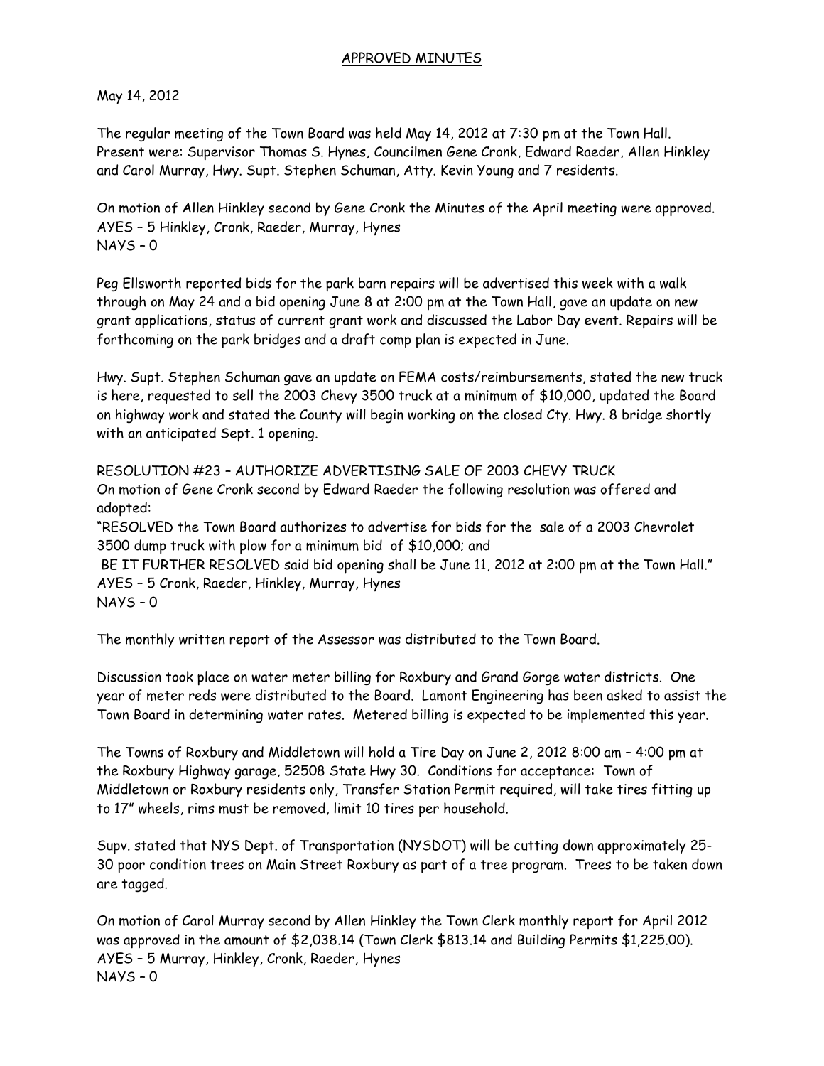APPROVED MINUTES

May 14, 2012

The regular meeting of the Town Board was held May 14, 2012 at 7:30 pm at the Town Hall. Present were: Supervisor Thomas S. Hynes, Councilmen Gene Cronk, Edward Raeder, Allen Hinkley and Carol Murray, Hwy. Supt. Stephen Schuman, Atty. Kevin Young and 7 residents.

On motion of Allen Hinkley second by Gene Cronk the Minutes of the April meeting were approved.
AYES – 5 Hinkley, Cronk, Raeder, Murray, Hynes
NAYS – 0

Peg Ellsworth reported bids for the park barn repairs will be advertised this week with a walk through on May 24 and a bid opening June 8 at 2:00 pm at the Town Hall, gave an update on new grant applications, status of current grant work and discussed the Labor Day event. Repairs will be forthcoming on the park bridges and a draft comp plan is expected in June.

Hwy. Supt. Stephen Schuman gave an update on FEMA costs/reimbursements, stated the new truck is here, requested to sell the 2003 Chevy 3500 truck at a minimum of $10,000, updated the Board on highway work and stated the County will begin working on the closed Cty. Hwy. 8 bridge shortly with an anticipated Sept. 1 opening.

RESOLUTION #23 – AUTHORIZE ADVERTISING SALE OF 2003 CHEVY TRUCK
On motion of Gene Cronk second by Edward Raeder the following resolution was offered and adopted:
"RESOLVED the Town Board authorizes to advertise for bids for the sale of a 2003 Chevrolet 3500 dump truck with plow for a minimum bid of $10,000; and
BE IT FURTHER RESOLVED said bid opening shall be June 11, 2012 at 2:00 pm at the Town Hall."
AYES – 5 Cronk, Raeder, Hinkley, Murray, Hynes
NAYS – 0

The monthly written report of the Assessor was distributed to the Town Board.

Discussion took place on water meter billing for Roxbury and Grand Gorge water districts. One year of meter reds were distributed to the Board. Lamont Engineering has been asked to assist the Town Board in determining water rates. Metered billing is expected to be implemented this year.

The Towns of Roxbury and Middletown will hold a Tire Day on June 2, 2012 8:00 am – 4:00 pm at the Roxbury Highway garage, 52508 State Hwy 30. Conditions for acceptance: Town of Middletown or Roxbury residents only, Transfer Station Permit required, will take tires fitting up to 17" wheels, rims must be removed, limit 10 tires per household.

Supv. stated that NYS Dept. of Transportation (NYSDOT) will be cutting down approximately 25-30 poor condition trees on Main Street Roxbury as part of a tree program. Trees to be taken down are tagged.

On motion of Carol Murray second by Allen Hinkley the Town Clerk monthly report for April 2012 was approved in the amount of $2,038.14 (Town Clerk $813.14 and Building Permits $1,225.00).
AYES – 5 Murray, Hinkley, Cronk, Raeder, Hynes
NAYS – 0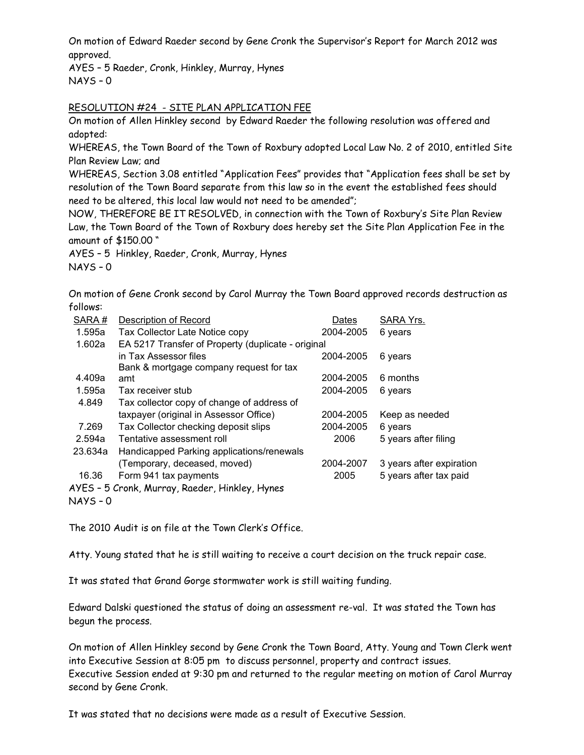On motion of Edward Raeder second by Gene Cronk the Supervisor's Report for March 2012 was approved.
AYES – 5 Raeder, Cronk, Hinkley, Murray, Hynes
NAYS – 0

RESOLUTION #24 - SITE PLAN APPLICATION FEE

On motion of Allen Hinkley second by Edward Raeder the following resolution was offered and adopted:

WHEREAS, the Town Board of the Town of Roxbury adopted Local Law No. 2 of 2010, entitled Site Plan Review Law; and

WHEREAS, Section 3.08 entitled "Application Fees" provides that "Application fees shall be set by resolution of the Town Board separate from this law so in the event the established fees should need to be altered, this local law would not need to be amended";

NOW, THEREFORE BE IT RESOLVED, in connection with the Town of Roxbury's Site Plan Review Law, the Town Board of the Town of Roxbury does hereby set the Site Plan Application Fee in the amount of $150.00 "

AYES – 5 Hinkley, Raeder, Cronk, Murray, Hynes
NAYS – 0

On motion of Gene Cronk second by Carol Murray the Town Board approved records destruction as follows:

| SARA # | Description of Record | Dates | SARA Yrs. |
|---|---|---|---|
| 1.595a | Tax Collector Late Notice copy | 2004-2005 | 6 years |
| 1.602a | EA 5217 Transfer of Property (duplicate - original in Tax Assessor files | 2004-2005 | 6 years |
| 4.409a | Bank & mortgage company request for tax amt | 2004-2005 | 6 months |
| 1.595a | Tax receiver stub | 2004-2005 | 6 years |
| 4.849 | Tax collector copy of change of address of taxpayer (original in Assessor Office) | 2004-2005 | Keep as needed |
| 7.269 | Tax Collector checking deposit slips | 2004-2005 | 6 years |
| 2.594a | Tentative assessment roll | 2006 | 5 years after filing |
| 23.634a | Handicapped Parking applications/renewals (Temporary, deceased, moved) | 2004-2007 | 3 years after expiration |
| 16.36 | Form 941 tax payments | 2005 | 5 years after tax paid |

AYES – 5 Cronk, Murray, Raeder, Hinkley, Hynes
NAYS – 0

The 2010 Audit is on file at the Town Clerk's Office.

Atty. Young stated that he is still waiting to receive a court decision on the truck repair case.

It was stated that Grand Gorge stormwater work is still waiting funding.

Edward Dalski questioned the status of doing an assessment re-val. It was stated the Town has begun the process.

On motion of Allen Hinkley second by Gene Cronk the Town Board, Atty. Young and Town Clerk went into Executive Session at 8:05 pm to discuss personnel, property and contract issues. Executive Session ended at 9:30 pm and returned to the regular meeting on motion of Carol Murray second by Gene Cronk.

It was stated that no decisions were made as a result of Executive Session.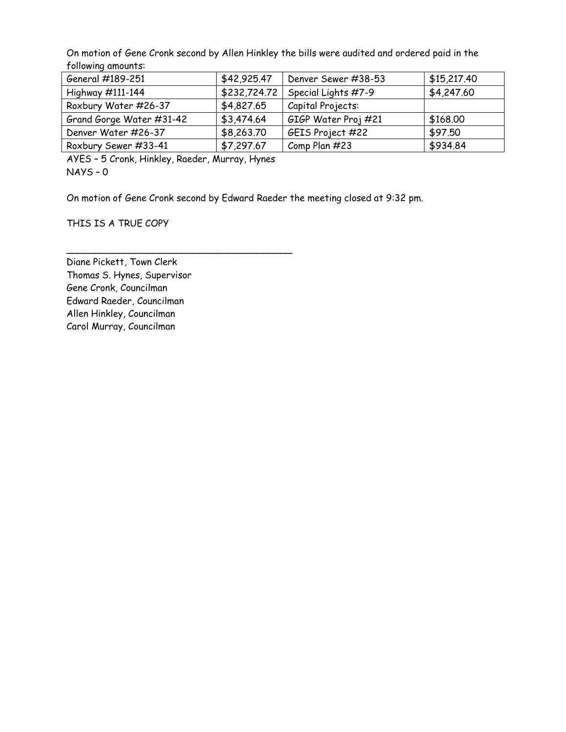On motion of Gene Cronk second by Allen Hinkley the bills were audited and ordered paid in the following amounts:

| | | | |
|---|---|---|---|
| General #189-251 | $42,925.47 | Denver Sewer #38-53 | $15,217.40 |
| Highway #111-144 | $232,724.72 | Special Lights #7-9 | $4,247.60 |
| Roxbury Water #26-37 | $4,827.65 | Capital Projects: | |
| Grand Gorge Water #31-42 | $3,474.64 | GIGP Water Proj #21 | $168.00 |
| Denver Water #26-37 | $8,263.70 | GEIS Project #22 | $97.50 |
| Roxbury Sewer #33-41 | $7,297.67 | Comp Plan #23 | $934.84 |

AYES – 5 Cronk, Hinkley, Raeder, Murray, Hynes
NAYS – 0

On motion of Gene Cronk second by Edward Raeder the meeting closed at 9:32 pm.

THIS IS A TRUE COPY

\_\_\_\_\_\_\_\_\_\_\_\_\_\_\_\_\_\_\_\_\_\_\_\_\_\_\_\_\_\_\_\_\_\_\_\_\_\_\_\_
Diane Pickett, Town Clerk
Thomas S. Hynes, Supervisor
Gene Cronk, Councilman
Edward Raeder, Councilman
Allen Hinkley, Councilman
Carol Murray, Councilman